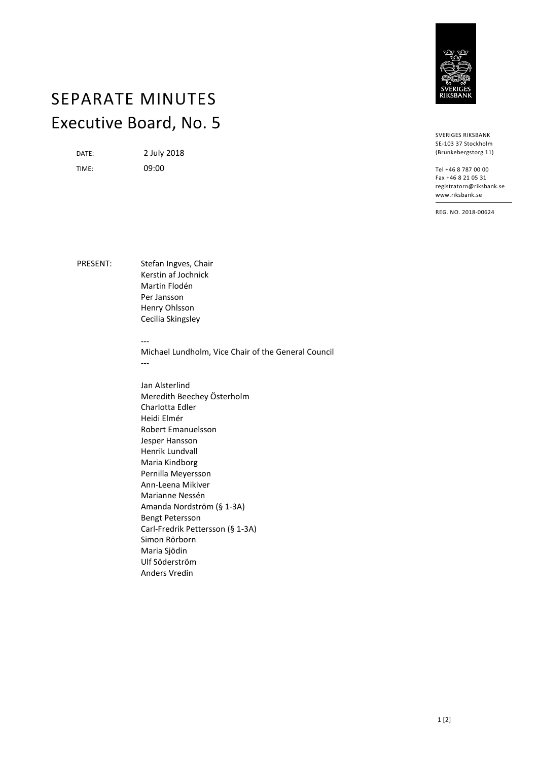# SEPARATE MINUTES

## Executive Board, No. 5

SVERIGES RIKSBANK
SE-103 37 Stockholm
(Brunkebergstorg 11)

Tel +46 8 787 00 00
Fax +46 8 21 05 31
registratorn@riksbank.se
www.riksbank.se

REG. NO. 2018-00624

DATE: 2 July 2018

TIME: 09:00

PRESENT: Stefan Ingves, Chair
Kerstin af Jochnick
Martin Flodén
Per Jansson
Henry Ohlsson
Cecilia Skingsley

---

Michael Lundholm, Vice Chair of the General Council

---

Jan Alsterlind
Meredith Beechey Österholm
Charlotta Edler
Heidi Elmér
Robert Emanuelsson
Jesper Hansson
Henrik Lundvall
Maria Kindborg
Pernilla Meyersson
Ann-Leena Mikiver
Marianne Nessén
Amanda Nordström (§ 1-3A)
Bengt Petersson
Carl-Fredrik Pettersson (§ 1-3A)
Simon Rörborn
Maria Sjödin
Ulf Söderström
Anders Vredin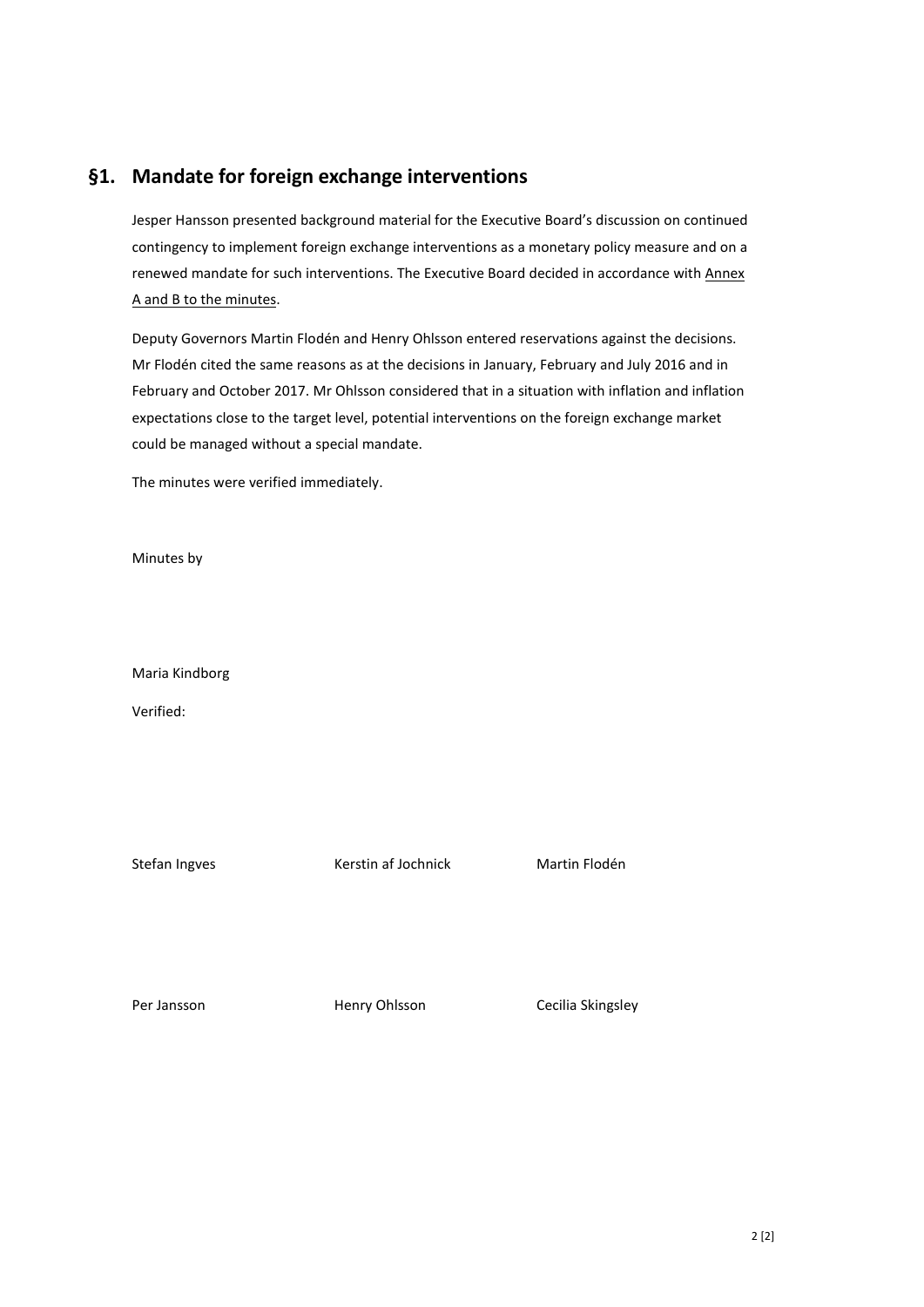## §1. Mandate for foreign exchange interventions

Jesper Hansson presented background material for the Executive Board's discussion on continued contingency to implement foreign exchange interventions as a monetary policy measure and on a renewed mandate for such interventions. The Executive Board decided in accordance with Annex A and B to the minutes.

Deputy Governors Martin Flodén and Henry Ohlsson entered reservations against the decisions. Mr Flodén cited the same reasons as at the decisions in January, February and July 2016 and in February and October 2017. Mr Ohlsson considered that in a situation with inflation and inflation expectations close to the target level, potential interventions on the foreign exchange market could be managed without a special mandate.

The minutes were verified immediately.

Minutes by

Maria Kindborg

Verified:

Stefan Ingves

Kerstin af Jochnick

Martin Flodén

Per Jansson

Henry Ohlsson

Cecilia Skingsley